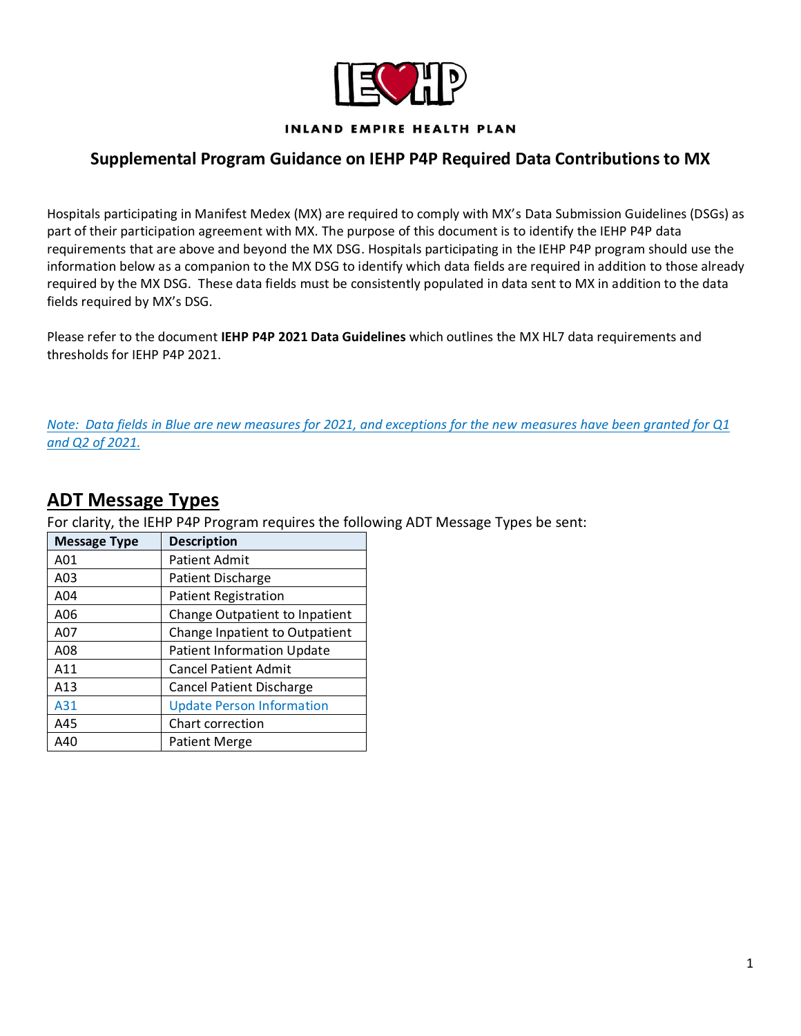**INLAND EMPIRE HEALTH PLAN**

## Supplemental Program Guidance on IEHP P4P Required Data Contributions to MX

Hospitals participating in Manifest Medex (MX) are required to comply with MX's Data Submission Guidelines (DSGs) as part of their participation agreement with MX. The purpose of this document is to identify the IEHP P4P data requirements that are above and beyond the MX DSG. Hospitals participating in the IEHP P4P program should use the information below as a companion to the MX DSG to identify which data fields are required in addition to those already required by the MX DSG. These data fields must be consistently populated in data sent to MX in addition to the data fields required by MX's DSG.

Please refer to the document **IEHP P4P 2021 Data Guidelines** which outlines the MX HL7 data requirements and thresholds for IEHP P4P 2021.

*Note: Data fields in Blue are new measures for 2021, and exceptions for the new measures have been granted for Q1 and Q2 of 2021.*

## ADT Message Types

For clarity, the IEHP P4P Program requires the following ADT Message Types be sent:

| Message Type | Description |
|---|---|
| A01 | Patient Admit |
| A03 | Patient Discharge |
| A04 | Patient Registration |
| A06 | Change Outpatient to Inpatient |
| A07 | Change Inpatient to Outpatient |
| A08 | Patient Information Update |
| A11 | Cancel Patient Admit |
| A13 | Cancel Patient Discharge |
| A31 | Update Person Information |
| A45 | Chart correction |
| A40 | Patient Merge |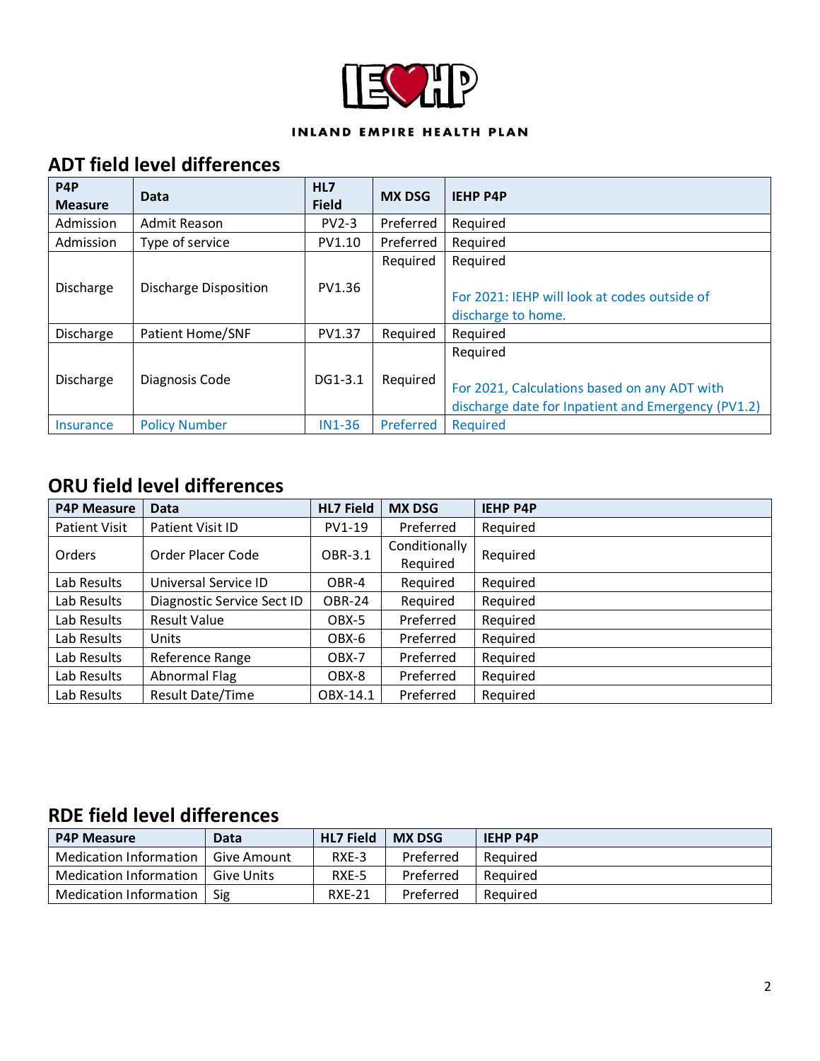INLAND EMPIRE HEALTH PLAN

## ADT field level differences

| P4P Measure | Data | HL7 Field | MX DSG | IEHP P4P |
|---|---|---|---|---|
| Admission | Admit Reason | PV2-3 | Preferred | Required |
| Admission | Type of service | PV1.10 | Preferred | Required |
| Discharge | Discharge Disposition | PV1.36 | Required | Required<br><br>For 2021: IEHP will look at codes outside of discharge to home. |
| Discharge | Patient Home/SNF | PV1.37 | Required | Required |
| Discharge | Diagnosis Code | DG1-3.1 | Required | Required<br><br>For 2021, Calculations based on any ADT with discharge date for Inpatient and Emergency (PV1.2) |
| Insurance | Policy Number | IN1-36 | Preferred | Required |

## ORU field level differences

| P4P Measure | Data | HL7 Field | MX DSG | IEHP P4P |
|---|---|---|---|---|
| Patient Visit | Patient Visit ID | PV1-19 | Preferred | Required |
| Orders | Order Placer Code | OBR-3.1 | Conditionally Required | Required |
| Lab Results | Universal Service ID | OBR-4 | Required | Required |
| Lab Results | Diagnostic Service Sect ID | OBR-24 | Required | Required |
| Lab Results | Result Value | OBX-5 | Preferred | Required |
| Lab Results | Units | OBX-6 | Preferred | Required |
| Lab Results | Reference Range | OBX-7 | Preferred | Required |
| Lab Results | Abnormal Flag | OBX-8 | Preferred | Required |
| Lab Results | Result Date/Time | OBX-14.1 | Preferred | Required |

## RDE field level differences

| P4P Measure | Data | HL7 Field | MX DSG | IEHP P4P |
|---|---|---|---|---|
| Medication Information | Give Amount | RXE-3 | Preferred | Required |
| Medication Information | Give Units | RXE-5 | Preferred | Required |
| Medication Information | Sig | RXE-21 | Preferred | Required |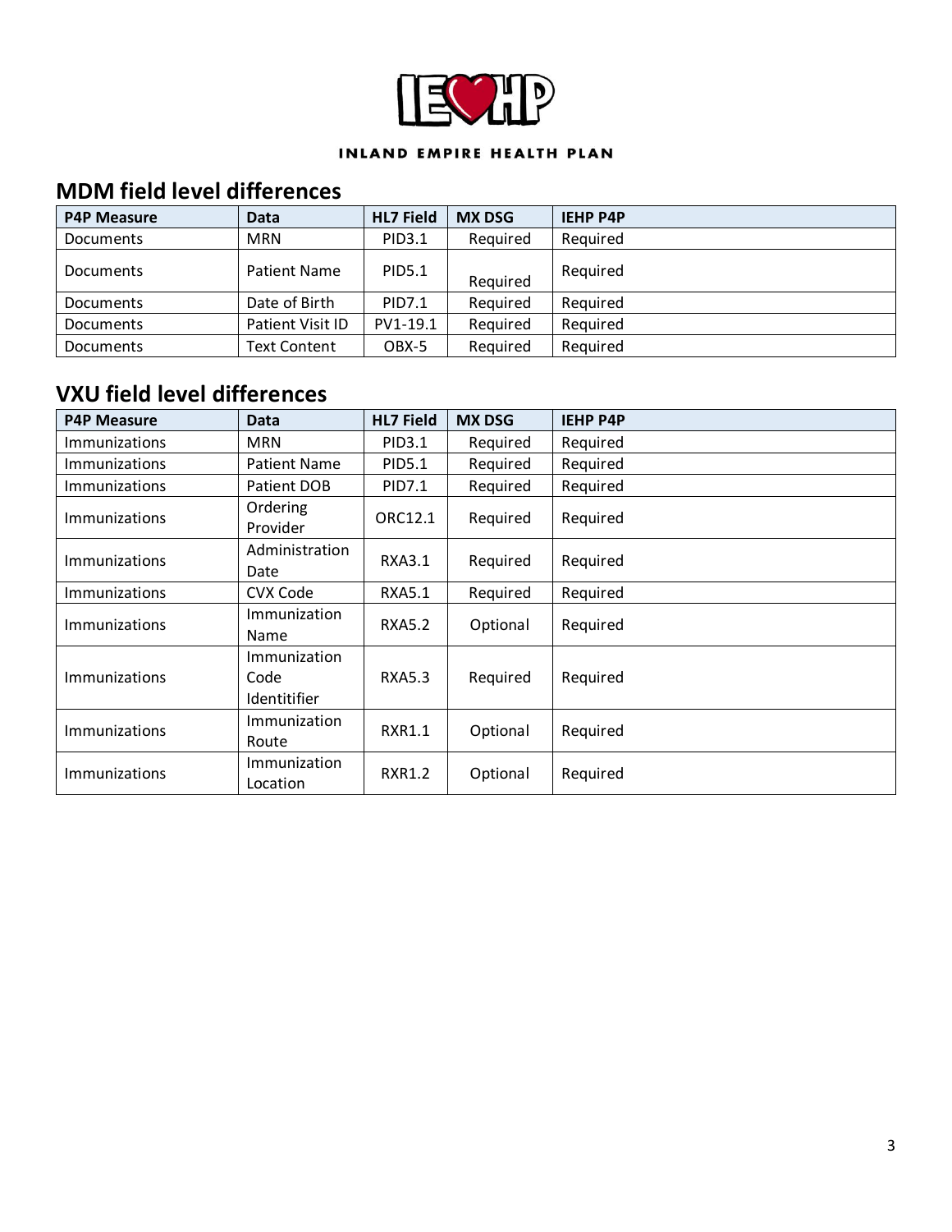## MDM field level differences

| P4P Measure | Data | HL7 Field | MX DSG | IEHP P4P |
| --- | --- | --- | --- | --- |
| Documents | MRN | PID3.1 | Required | Required |
| Documents | Patient Name | PID5.1 | Required | Required |
| Documents | Date of Birth | PID7.1 | Required | Required |
| Documents | Patient Visit ID | PV1-19.1 | Required | Required |
| Documents | Text Content | OBX-5 | Required | Required |

## VXU field level differences

| P4P Measure | Data | HL7 Field | MX DSG | IEHP P4P |
| --- | --- | --- | --- | --- |
| Immunizations | MRN | PID3.1 | Required | Required |
| Immunizations | Patient Name | PID5.1 | Required | Required |
| Immunizations | Patient DOB | PID7.1 | Required | Required |
| Immunizations | Ordering Provider | ORC12.1 | Required | Required |
| Immunizations | Administration Date | RXA3.1 | Required | Required |
| Immunizations | CVX Code | RXA5.1 | Required | Required |
| Immunizations | Immunization Name | RXA5.2 | Optional | Required |
| Immunizations | Immunization Code Identitifier | RXA5.3 | Required | Required |
| Immunizations | Immunization Route | RXR1.1 | Optional | Required |
| Immunizations | Immunization Location | RXR1.2 | Optional | Required |